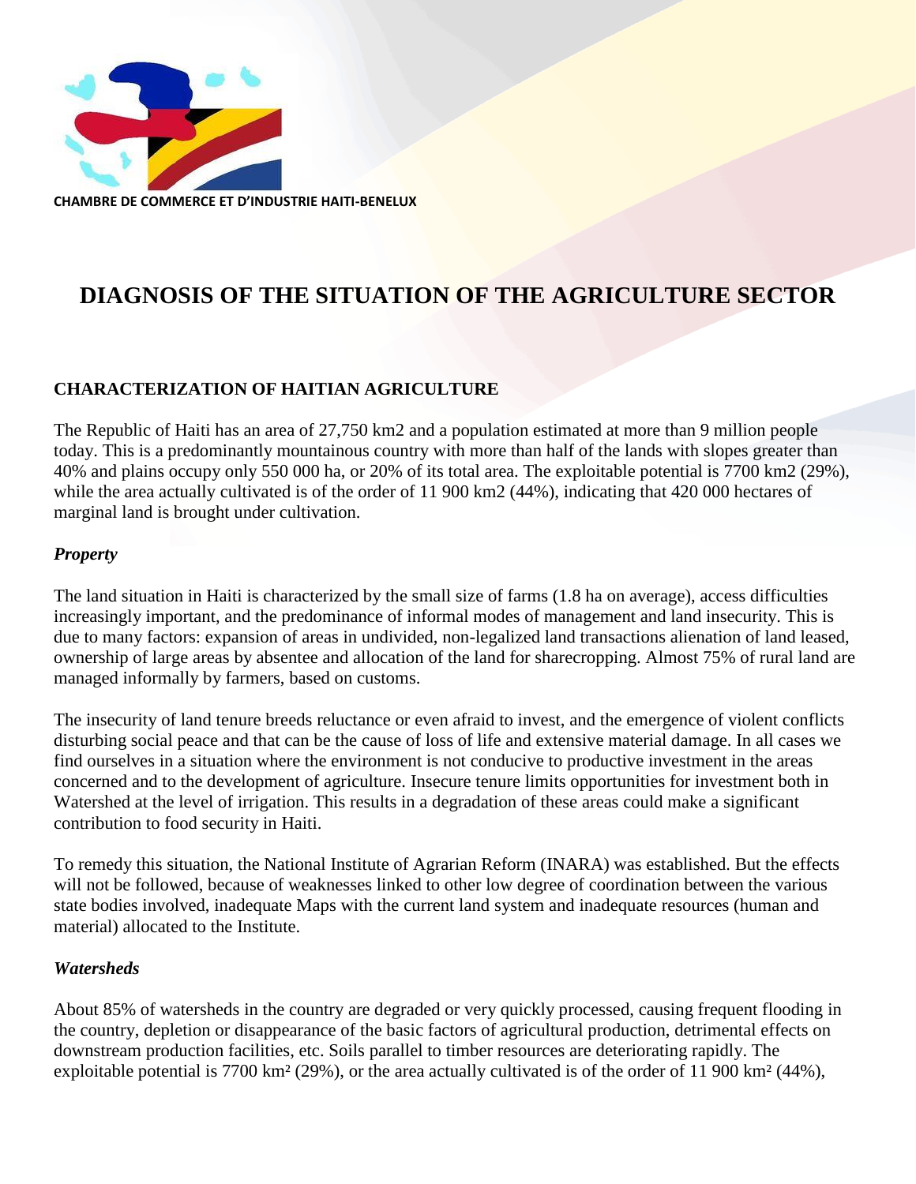CHAMBRE DE COMMERCE ET D'INDUSTRIE HAITI-BENELUX

# DIAGNOSIS OF THE SITUATION OF THE AGRICULTURE SECTOR

## CHARACTERIZATION OF HAITIAN AGRICULTURE

The Republic of Haiti has an area of 27,750 km2 and a population estimated at more than 9 million people today. This is a predominantly mountainous country with more than half of the lands with slopes greater than 40% and plains occupy only 550 000 ha, or 20% of its total area. The exploitable potential is 7700 km2 (29%), while the area actually cultivated is of the order of 11 900 km2 (44%), indicating that 420 000 hectares of marginal land is brought under cultivation.

### *Property*

The land situation in Haiti is characterized by the small size of farms (1.8 ha on average), access difficulties increasingly important, and the predominance of informal modes of management and land insecurity. This is due to many factors: expansion of areas in undivided, non-legalized land transactions alienation of land leased, ownership of large areas by absentee and allocation of the land for sharecropping. Almost 75% of rural land are managed informally by farmers, based on customs.

The insecurity of land tenure breeds reluctance or even afraid to invest, and the emergence of violent conflicts disturbing social peace and that can be the cause of loss of life and extensive material damage. In all cases we find ourselves in a situation where the environment is not conducive to productive investment in the areas concerned and to the development of agriculture. Insecure tenure limits opportunities for investment both in Watershed at the level of irrigation. This results in a degradation of these areas could make a significant contribution to food security in Haiti.

To remedy this situation, the National Institute of Agrarian Reform (INARA) was established. But the effects will not be followed, because of weaknesses linked to other low degree of coordination between the various state bodies involved, inadequate Maps with the current land system and inadequate resources (human and material) allocated to the Institute.

### *Watersheds*

About 85% of watersheds in the country are degraded or very quickly processed, causing frequent flooding in the country, depletion or disappearance of the basic factors of agricultural production, detrimental effects on downstream production facilities, etc. Soils parallel to timber resources are deteriorating rapidly. The exploitable potential is 7700 km² (29%), or the area actually cultivated is of the order of 11 900 km² (44%),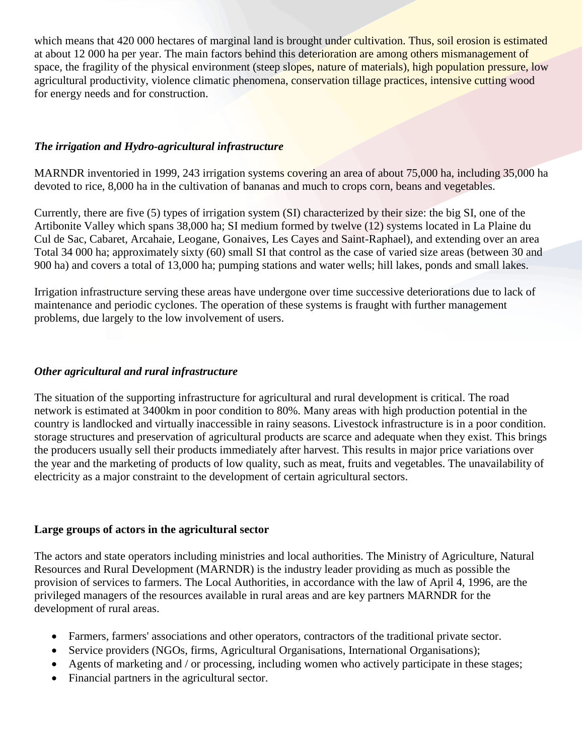which means that 420 000 hectares of marginal land is brought under cultivation. Thus, soil erosion is estimated at about 12 000 ha per year. The main factors behind this deterioration are among others mismanagement of space, the fragility of the physical environment (steep slopes, nature of materials), high population pressure, low agricultural productivity, violence climatic phenomena, conservation tillage practices, intensive cutting wood for energy needs and for construction.

### *The irrigation and Hydro-agricultural infrastructure*

MARNDR inventoried in 1999, 243 irrigation systems covering an area of about 75,000 ha, including 35,000 ha devoted to rice, 8,000 ha in the cultivation of bananas and much to crops corn, beans and vegetables.

Currently, there are five (5) types of irrigation system (SI) characterized by their size: the big SI, one of the Artibonite Valley which spans 38,000 ha; SI medium formed by twelve (12) systems located in La Plaine du Cul de Sac, Cabaret, Arcahaie, Leogane, Gonaives, Les Cayes and Saint-Raphael), and extending over an area Total 34 000 ha; approximately sixty (60) small SI that control as the case of varied size areas (between 30 and 900 ha) and covers a total of 13,000 ha; pumping stations and water wells; hill lakes, ponds and small lakes.

Irrigation infrastructure serving these areas have undergone over time successive deteriorations due to lack of maintenance and periodic cyclones. The operation of these systems is fraught with further management problems, due largely to the low involvement of users.

### *Other agricultural and rural infrastructure*

The situation of the supporting infrastructure for agricultural and rural development is critical. The road network is estimated at 3400km in poor condition to 80%. Many areas with high production potential in the country is landlocked and virtually inaccessible in rainy seasons. Livestock infrastructure is in a poor condition. storage structures and preservation of agricultural products are scarce and adequate when they exist. This brings the producers usually sell their products immediately after harvest. This results in major price variations over the year and the marketing of products of low quality, such as meat, fruits and vegetables. The unavailability of electricity as a major constraint to the development of certain agricultural sectors.

### **Large groups of actors in the agricultural sector**

The actors and state operators including ministries and local authorities. The Ministry of Agriculture, Natural Resources and Rural Development (MARNDR) is the industry leader providing as much as possible the provision of services to farmers. The Local Authorities, in accordance with the law of April 4, 1996, are the privileged managers of the resources available in rural areas and are key partners MARNDR for the development of rural areas.

- Farmers, farmers' associations and other operators, contractors of the traditional private sector.
- Service providers (NGOs, firms, Agricultural Organisations, International Organisations);
- Agents of marketing and / or processing, including women who actively participate in these stages;
- Financial partners in the agricultural sector.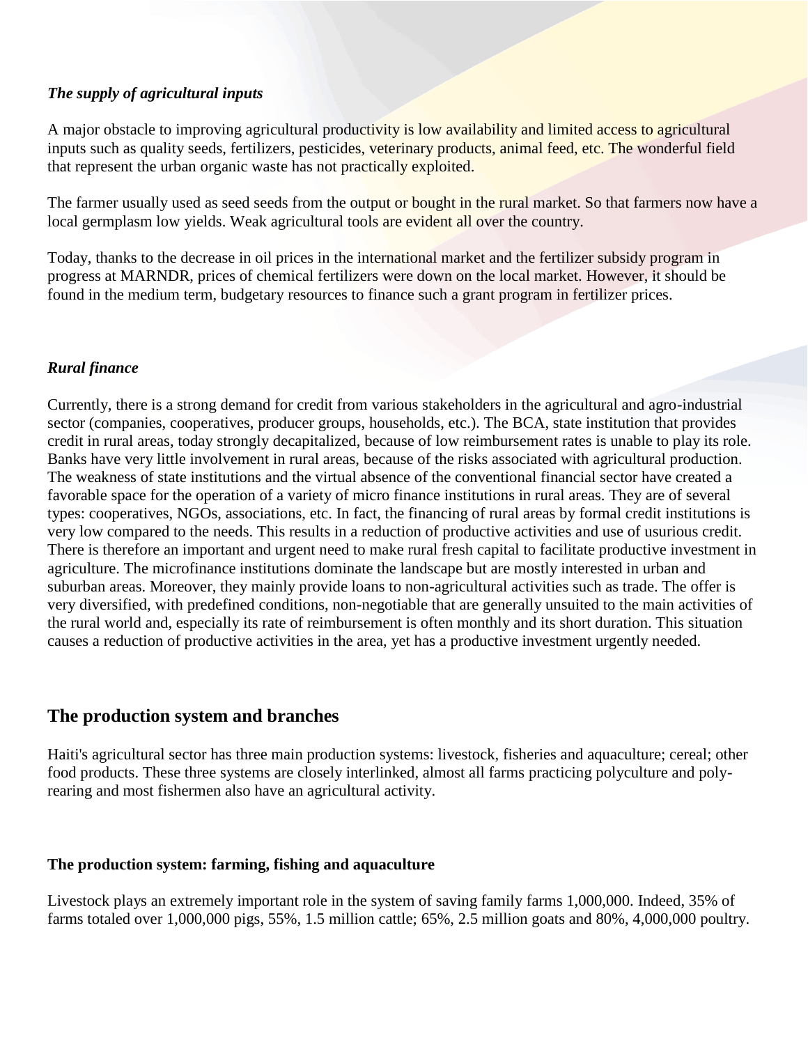### *The supply of agricultural inputs*

A major obstacle to improving agricultural productivity is low availability and limited access to agricultural inputs such as quality seeds, fertilizers, pesticides, veterinary products, animal feed, etc. The wonderful field that represent the urban organic waste has not practically exploited.

The farmer usually used as seed seeds from the output or bought in the rural market. So that farmers now have a local germplasm low yields. Weak agricultural tools are evident all over the country.

Today, thanks to the decrease in oil prices in the international market and the fertilizer subsidy program in progress at MARNDR, prices of chemical fertilizers were down on the local market. However, it should be found in the medium term, budgetary resources to finance such a grant program in fertilizer prices.

### *Rural finance*

Currently, there is a strong demand for credit from various stakeholders in the agricultural and agro-industrial sector (companies, cooperatives, producer groups, households, etc.). The BCA, state institution that provides credit in rural areas, today strongly decapitalized, because of low reimbursement rates is unable to play its role. Banks have very little involvement in rural areas, because of the risks associated with agricultural production. The weakness of state institutions and the virtual absence of the conventional financial sector have created a favorable space for the operation of a variety of micro finance institutions in rural areas. They are of several types: cooperatives, NGOs, associations, etc. In fact, the financing of rural areas by formal credit institutions is very low compared to the needs. This results in a reduction of productive activities and use of usurious credit. There is therefore an important and urgent need to make rural fresh capital to facilitate productive investment in agriculture. The microfinance institutions dominate the landscape but are mostly interested in urban and suburban areas. Moreover, they mainly provide loans to non-agricultural activities such as trade. The offer is very diversified, with predefined conditions, non-negotiable that are generally unsuited to the main activities of the rural world and, especially its rate of reimbursement is often monthly and its short duration. This situation causes a reduction of productive activities in the area, yet has a productive investment urgently needed.

## The production system and branches

Haiti's agricultural sector has three main production systems: livestock, fisheries and aquaculture; cereal; other food products. These three systems are closely interlinked, almost all farms practicing polyculture and poly-rearing and most fishermen also have an agricultural activity.

### The production system: farming, fishing and aquaculture

Livestock plays an extremely important role in the system of saving family farms 1,000,000. Indeed, 35% of farms totaled over 1,000,000 pigs, 55%, 1.5 million cattle; 65%, 2.5 million goats and 80%, 4,000,000 poultry.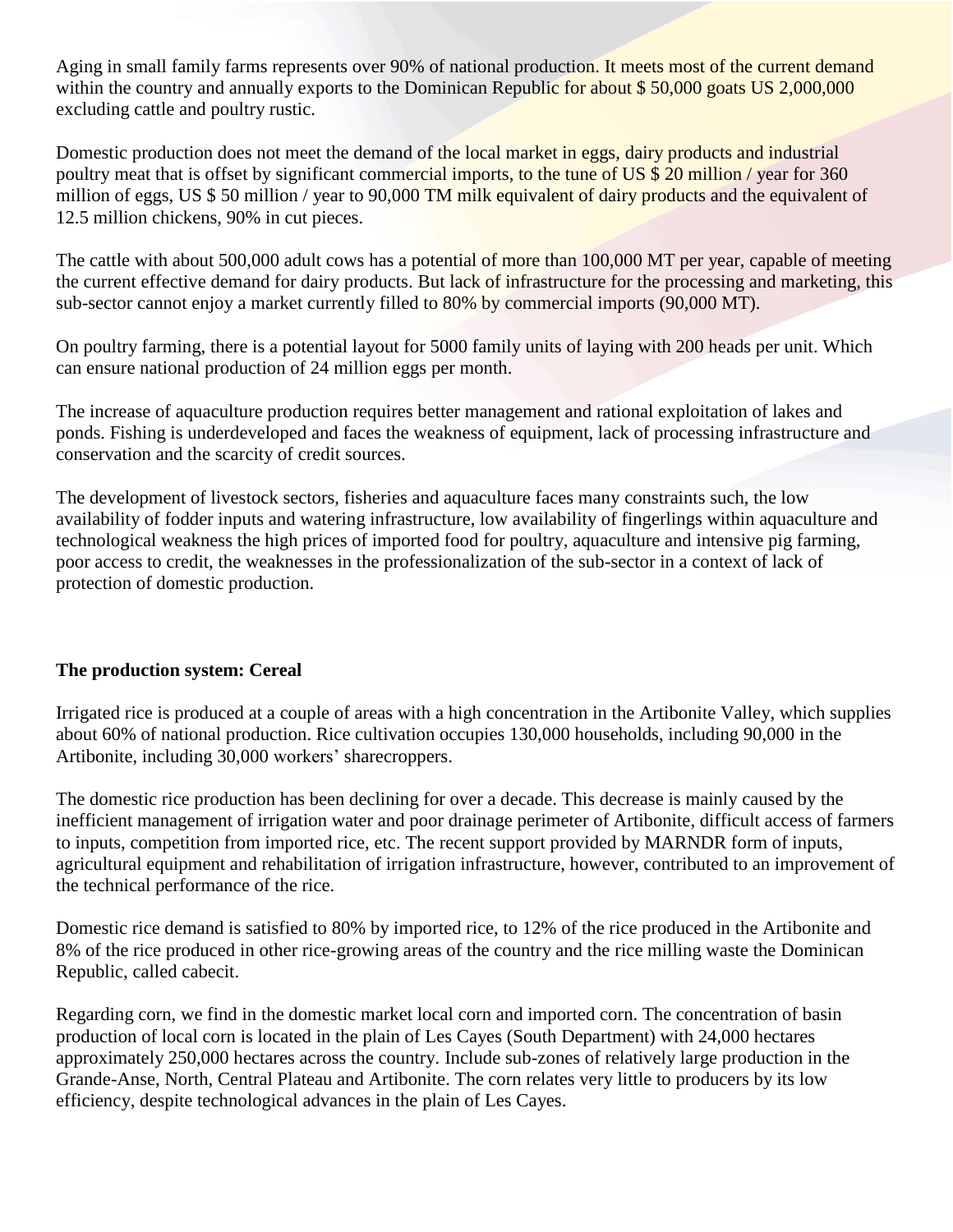Aging in small family farms represents over 90% of national production. It meets most of the current demand within the country and annually exports to the Dominican Republic for about $ 50,000 goats US 2,000,000 excluding cattle and poultry rustic.

Domestic production does not meet the demand of the local market in eggs, dairy products and industrial poultry meat that is offset by significant commercial imports, to the tune of US $ 20 million / year for 360 million of eggs, US $ 50 million / year to 90,000 TM milk equivalent of dairy products and the equivalent of 12.5 million chickens, 90% in cut pieces.

The cattle with about 500,000 adult cows has a potential of more than 100,000 MT per year, capable of meeting the current effective demand for dairy products. But lack of infrastructure for the processing and marketing, this sub-sector cannot enjoy a market currently filled to 80% by commercial imports (90,000 MT).

On poultry farming, there is a potential layout for 5000 family units of laying with 200 heads per unit. Which can ensure national production of 24 million eggs per month.

The increase of aquaculture production requires better management and rational exploitation of lakes and ponds. Fishing is underdeveloped and faces the weakness of equipment, lack of processing infrastructure and conservation and the scarcity of credit sources.

The development of livestock sectors, fisheries and aquaculture faces many constraints such, the low availability of fodder inputs and watering infrastructure, low availability of fingerlings within aquaculture and technological weakness the high prices of imported food for poultry, aquaculture and intensive pig farming, poor access to credit, the weaknesses in the professionalization of the sub-sector in a context of lack of protection of domestic production.

**The production system: Cereal**

Irrigated rice is produced at a couple of areas with a high concentration in the Artibonite Valley, which supplies about 60% of national production. Rice cultivation occupies 130,000 households, including 90,000 in the Artibonite, including 30,000 workers' sharecroppers.

The domestic rice production has been declining for over a decade. This decrease is mainly caused by the inefficient management of irrigation water and poor drainage perimeter of Artibonite, difficult access of farmers to inputs, competition from imported rice, etc. The recent support provided by MARNDR form of inputs, agricultural equipment and rehabilitation of irrigation infrastructure, however, contributed to an improvement of the technical performance of the rice.

Domestic rice demand is satisfied to 80% by imported rice, to 12% of the rice produced in the Artibonite and 8% of the rice produced in other rice-growing areas of the country and the rice milling waste the Dominican Republic, called cabecit.

Regarding corn, we find in the domestic market local corn and imported corn. The concentration of basin production of local corn is located in the plain of Les Cayes (South Department) with 24,000 hectares approximately 250,000 hectares across the country. Include sub-zones of relatively large production in the Grande-Anse, North, Central Plateau and Artibonite. The corn relates very little to producers by its low efficiency, despite technological advances in the plain of Les Cayes.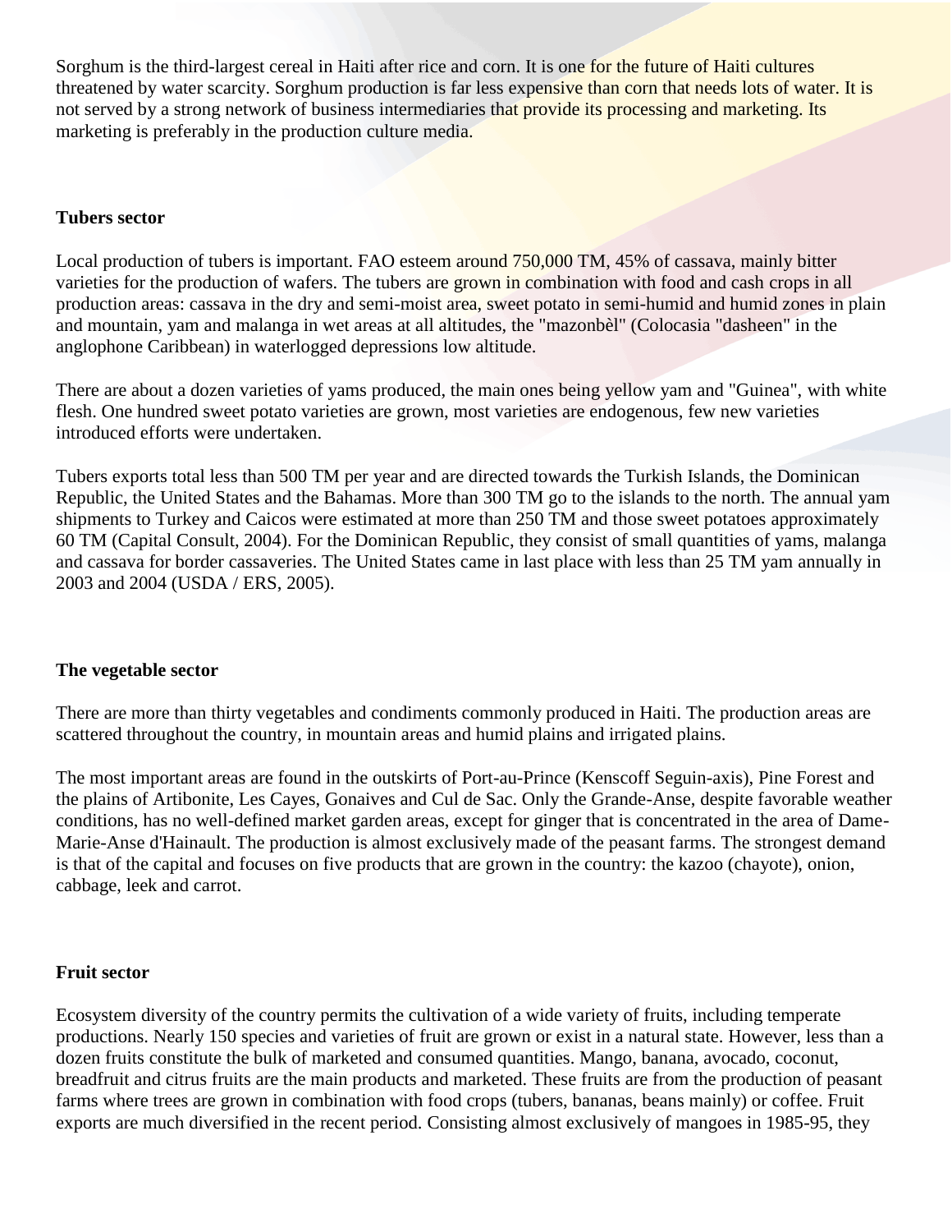Sorghum is the third-largest cereal in Haiti after rice and corn. It is one for the future of Haiti cultures threatened by water scarcity. Sorghum production is far less expensive than corn that needs lots of water. It is not served by a strong network of business intermediaries that provide its processing and marketing. Its marketing is preferably in the production culture media.

**Tubers sector**

Local production of tubers is important. FAO esteem around 750,000 TM, 45% of cassava, mainly bitter varieties for the production of wafers. The tubers are grown in combination with food and cash crops in all production areas: cassava in the dry and semi-moist area, sweet potato in semi-humid and humid zones in plain and mountain, yam and malanga in wet areas at all altitudes, the "mazonbèl" (Colocasia "dasheen" in the anglophone Caribbean) in waterlogged depressions low altitude.

There are about a dozen varieties of yams produced, the main ones being yellow yam and "Guinea", with white flesh. One hundred sweet potato varieties are grown, most varieties are endogenous, few new varieties introduced efforts were undertaken.

Tubers exports total less than 500 TM per year and are directed towards the Turkish Islands, the Dominican Republic, the United States and the Bahamas. More than 300 TM go to the islands to the north. The annual yam shipments to Turkey and Caicos were estimated at more than 250 TM and those sweet potatoes approximately 60 TM (Capital Consult, 2004). For the Dominican Republic, they consist of small quantities of yams, malanga and cassava for border cassaveries. The United States came in last place with less than 25 TM yam annually in 2003 and 2004 (USDA / ERS, 2005).

**The vegetable sector**

There are more than thirty vegetables and condiments commonly produced in Haiti. The production areas are scattered throughout the country, in mountain areas and humid plains and irrigated plains.

The most important areas are found in the outskirts of Port-au-Prince (Kenscoff Seguin-axis), Pine Forest and the plains of Artibonite, Les Cayes, Gonaives and Cul de Sac. Only the Grande-Anse, despite favorable weather conditions, has no well-defined market garden areas, except for ginger that is concentrated in the area of Dame-Marie-Anse d'Hainault. The production is almost exclusively made of the peasant farms. The strongest demand is that of the capital and focuses on five products that are grown in the country: the kazoo (chayote), onion, cabbage, leek and carrot.

**Fruit sector**

Ecosystem diversity of the country permits the cultivation of a wide variety of fruits, including temperate productions. Nearly 150 species and varieties of fruit are grown or exist in a natural state. However, less than a dozen fruits constitute the bulk of marketed and consumed quantities. Mango, banana, avocado, coconut, breadfruit and citrus fruits are the main products and marketed. These fruits are from the production of peasant farms where trees are grown in combination with food crops (tubers, bananas, beans mainly) or coffee. Fruit exports are much diversified in the recent period. Consisting almost exclusively of mangoes in 1985-95, they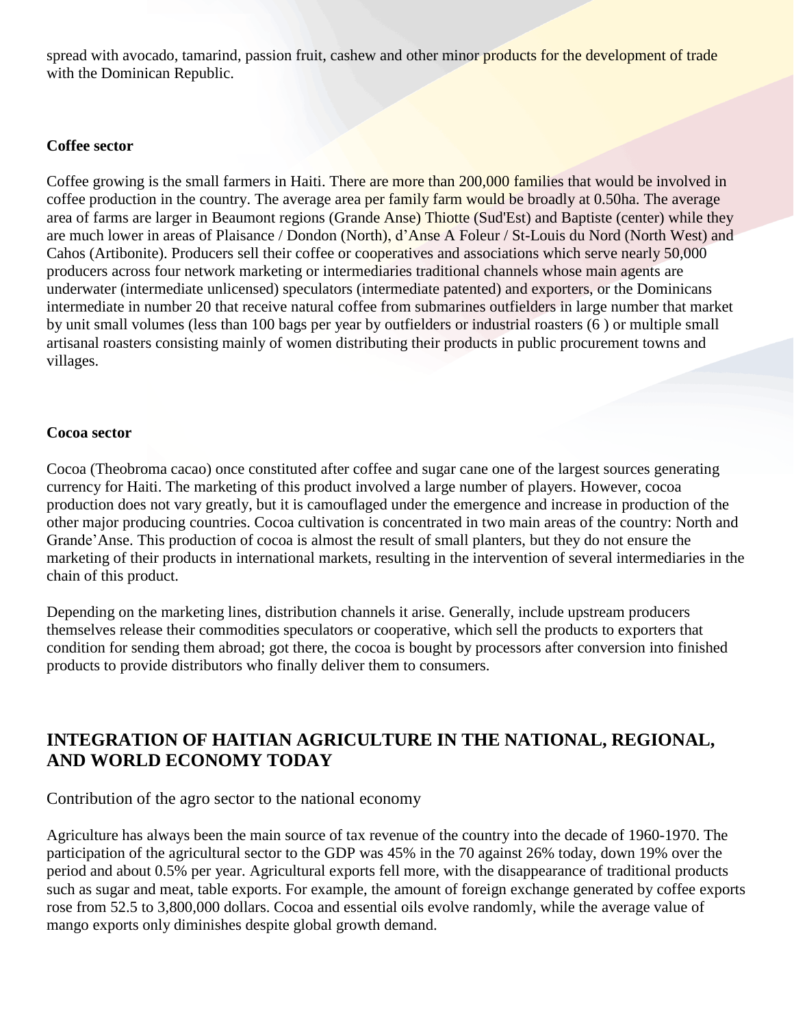spread with avocado, tamarind, passion fruit, cashew and other minor products for the development of trade with the Dominican Republic.

**Coffee sector**

Coffee growing is the small farmers in Haiti. There are more than 200,000 families that would be involved in coffee production in the country. The average area per family farm would be broadly at 0.50ha. The average area of farms are larger in Beaumont regions (Grande Anse) Thiotte (Sud'Est) and Baptiste (center) while they are much lower in areas of Plaisance / Dondon (North), d'Anse A Foleur / St-Louis du Nord (North West) and Cahos (Artibonite). Producers sell their coffee or cooperatives and associations which serve nearly 50,000 producers across four network marketing or intermediaries traditional channels whose main agents are underwater (intermediate unlicensed) speculators (intermediate patented) and exporters, or the Dominicans intermediate in number 20 that receive natural coffee from submarines outfielders in large number that market by unit small volumes (less than 100 bags per year by outfielders or industrial roasters (6 ) or multiple small artisanal roasters consisting mainly of women distributing their products in public procurement towns and villages.

**Cocoa sector**

Cocoa (Theobroma cacao) once constituted after coffee and sugar cane one of the largest sources generating currency for Haiti. The marketing of this product involved a large number of players. However, cocoa production does not vary greatly, but it is camouflaged under the emergence and increase in production of the other major producing countries. Cocoa cultivation is concentrated in two main areas of the country: North and Grande'Anse. This production of cocoa is almost the result of small planters, but they do not ensure the marketing of their products in international markets, resulting in the intervention of several intermediaries in the chain of this product.

Depending on the marketing lines, distribution channels it arise. Generally, include upstream producers themselves release their commodities speculators or cooperative, which sell the products to exporters that condition for sending them abroad; got there, the cocoa is bought by processors after conversion into finished products to provide distributors who finally deliver them to consumers.

## INTEGRATION OF HAITIAN AGRICULTURE IN THE NATIONAL, REGIONAL, AND WORLD ECONOMY TODAY

### Contribution of the agro sector to the national economy

Agriculture has always been the main source of tax revenue of the country into the decade of 1960-1970. The participation of the agricultural sector to the GDP was 45% in the 70 against 26% today, down 19% over the period and about 0.5% per year. Agricultural exports fell more, with the disappearance of traditional products such as sugar and meat, table exports. For example, the amount of foreign exchange generated by coffee exports rose from 52.5 to 3,800,000 dollars. Cocoa and essential oils evolve randomly, while the average value of mango exports only diminishes despite global growth demand.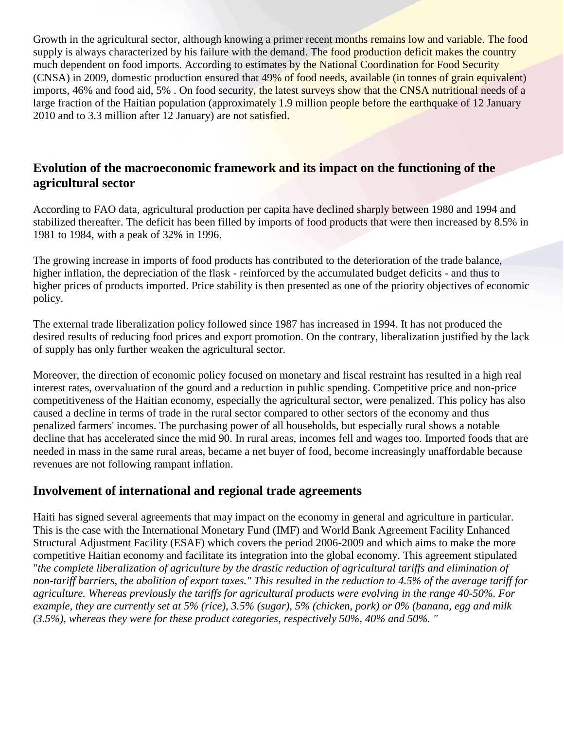Growth in the agricultural sector, although knowing a primer recent months remains low and variable. The food supply is always characterized by his failure with the demand. The food production deficit makes the country much dependent on food imports. According to estimates by the National Coordination for Food Security (CNSA) in 2009, domestic production ensured that 49% of food needs, available (in tonnes of grain equivalent) imports, 46% and food aid, 5% . On food security, the latest surveys show that the CNSA nutritional needs of a large fraction of the Haitian population (approximately 1.9 million people before the earthquake of 12 January 2010 and to 3.3 million after 12 January) are not satisfied.

## Evolution of the macroeconomic framework and its impact on the functioning of the agricultural sector

According to FAO data, agricultural production per capita have declined sharply between 1980 and 1994 and stabilized thereafter. The deficit has been filled by imports of food products that were then increased by 8.5% in 1981 to 1984, with a peak of 32% in 1996.

The growing increase in imports of food products has contributed to the deterioration of the trade balance, higher inflation, the depreciation of the flask - reinforced by the accumulated budget deficits - and thus to higher prices of products imported. Price stability is then presented as one of the priority objectives of economic policy.

The external trade liberalization policy followed since 1987 has increased in 1994. It has not produced the desired results of reducing food prices and export promotion. On the contrary, liberalization justified by the lack of supply has only further weaken the agricultural sector.

Moreover, the direction of economic policy focused on monetary and fiscal restraint has resulted in a high real interest rates, overvaluation of the gourd and a reduction in public spending. Competitive price and non-price competitiveness of the Haitian economy, especially the agricultural sector, were penalized. This policy has also caused a decline in terms of trade in the rural sector compared to other sectors of the economy and thus penalized farmers' incomes. The purchasing power of all households, but especially rural shows a notable decline that has accelerated since the mid 90. In rural areas, incomes fell and wages too. Imported foods that are needed in mass in the same rural areas, became a net buyer of food, become increasingly unaffordable because revenues are not following rampant inflation.

## Involvement of international and regional trade agreements

Haiti has signed several agreements that may impact on the economy in general and agriculture in particular. This is the case with the International Monetary Fund (IMF) and World Bank Agreement Facility Enhanced Structural Adjustment Facility (ESAF) which covers the period 2006-2009 and which aims to make the more competitive Haitian economy and facilitate its integration into the global economy. This agreement stipulated "*the complete liberalization of agriculture by the drastic reduction of agricultural tariffs and elimination of non-tariff barriers, the abolition of export taxes." This resulted in the reduction to 4.5% of the average tariff for agriculture. Whereas previously the tariffs for agricultural products were evolving in the range 40-50%. For example, they are currently set at 5% (rice), 3.5% (sugar), 5% (chicken, pork) or 0% (banana, egg and milk (3.5%), whereas they were for these product categories, respectively 50%, 40% and 50%. "*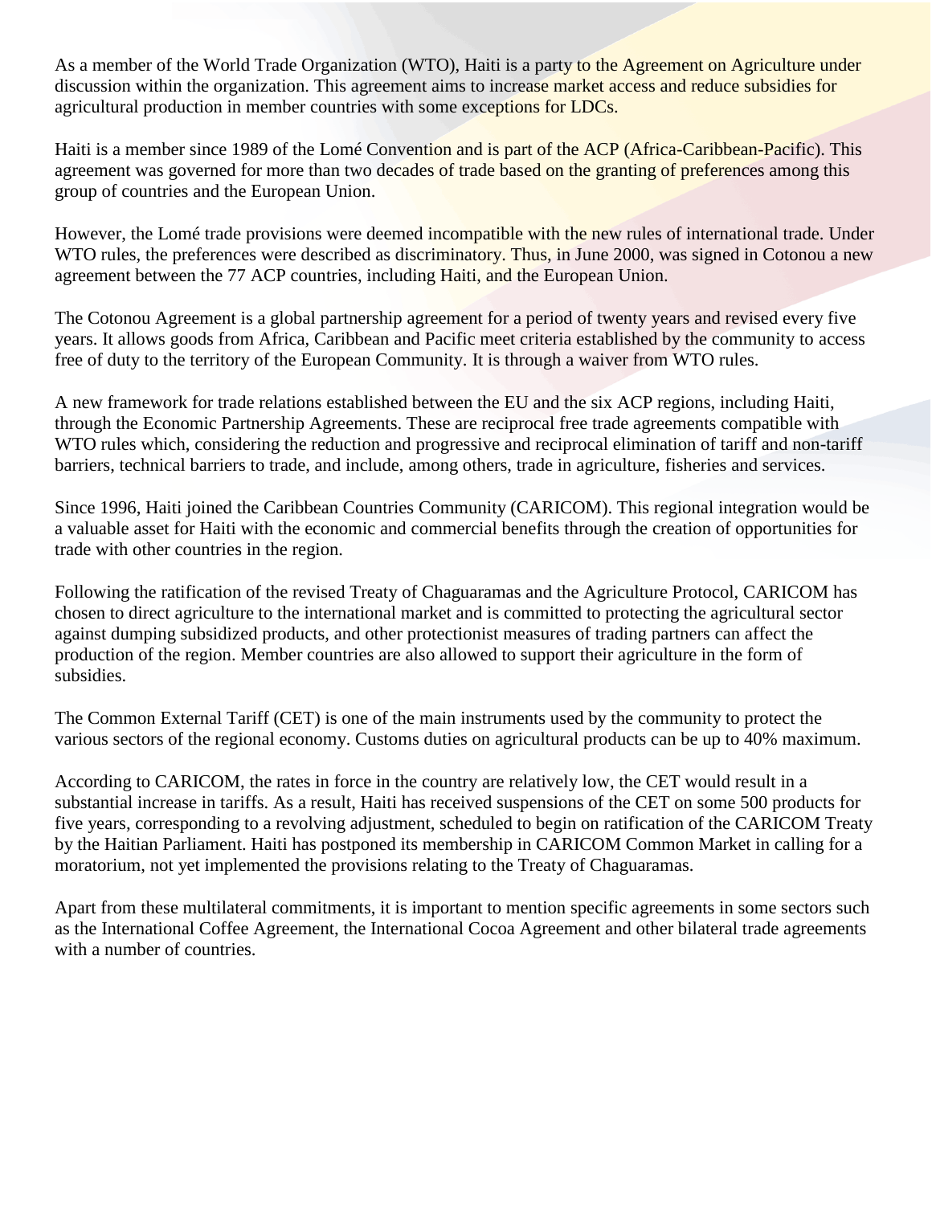As a member of the World Trade Organization (WTO), Haiti is a party to the Agreement on Agriculture under discussion within the organization. This agreement aims to increase market access and reduce subsidies for agricultural production in member countries with some exceptions for LDCs.

Haiti is a member since 1989 of the Lomé Convention and is part of the ACP (Africa-Caribbean-Pacific). This agreement was governed for more than two decades of trade based on the granting of preferences among this group of countries and the European Union.

However, the Lomé trade provisions were deemed incompatible with the new rules of international trade. Under WTO rules, the preferences were described as discriminatory. Thus, in June 2000, was signed in Cotonou a new agreement between the 77 ACP countries, including Haiti, and the European Union.

The Cotonou Agreement is a global partnership agreement for a period of twenty years and revised every five years. It allows goods from Africa, Caribbean and Pacific meet criteria established by the community to access free of duty to the territory of the European Community. It is through a waiver from WTO rules.

A new framework for trade relations established between the EU and the six ACP regions, including Haiti, through the Economic Partnership Agreements. These are reciprocal free trade agreements compatible with WTO rules which, considering the reduction and progressive and reciprocal elimination of tariff and non-tariff barriers, technical barriers to trade, and include, among others, trade in agriculture, fisheries and services.

Since 1996, Haiti joined the Caribbean Countries Community (CARICOM). This regional integration would be a valuable asset for Haiti with the economic and commercial benefits through the creation of opportunities for trade with other countries in the region.

Following the ratification of the revised Treaty of Chaguaramas and the Agriculture Protocol, CARICOM has chosen to direct agriculture to the international market and is committed to protecting the agricultural sector against dumping subsidized products, and other protectionist measures of trading partners can affect the production of the region. Member countries are also allowed to support their agriculture in the form of subsidies.

The Common External Tariff (CET) is one of the main instruments used by the community to protect the various sectors of the regional economy. Customs duties on agricultural products can be up to 40% maximum.

According to CARICOM, the rates in force in the country are relatively low, the CET would result in a substantial increase in tariffs. As a result, Haiti has received suspensions of the CET on some 500 products for five years, corresponding to a revolving adjustment, scheduled to begin on ratification of the CARICOM Treaty by the Haitian Parliament. Haiti has postponed its membership in CARICOM Common Market in calling for a moratorium, not yet implemented the provisions relating to the Treaty of Chaguaramas.

Apart from these multilateral commitments, it is important to mention specific agreements in some sectors such as the International Coffee Agreement, the International Cocoa Agreement and other bilateral trade agreements with a number of countries.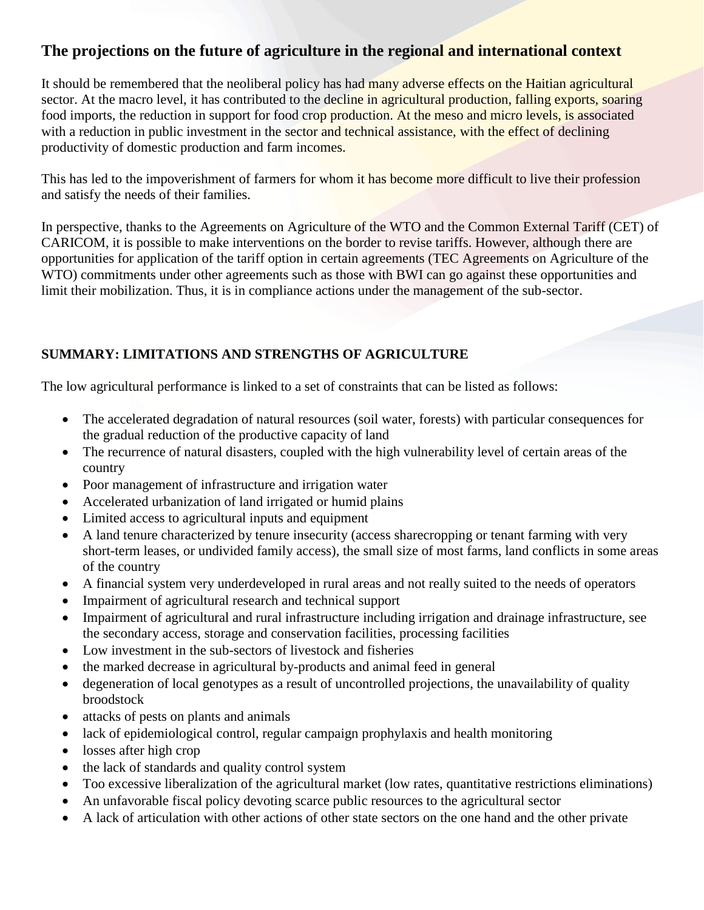## The projections on the future of agriculture in the regional and international context

It should be remembered that the neoliberal policy has had many adverse effects on the Haitian agricultural sector. At the macro level, it has contributed to the decline in agricultural production, falling exports, soaring food imports, the reduction in support for food crop production. At the meso and micro levels, is associated with a reduction in public investment in the sector and technical assistance, with the effect of declining productivity of domestic production and farm incomes.

This has led to the impoverishment of farmers for whom it has become more difficult to live their profession and satisfy the needs of their families.

In perspective, thanks to the Agreements on Agriculture of the WTO and the Common External Tariff (CET) of CARICOM, it is possible to make interventions on the border to revise tariffs. However, although there are opportunities for application of the tariff option in certain agreements (TEC Agreements on Agriculture of the WTO) commitments under other agreements such as those with BWI can go against these opportunities and limit their mobilization. Thus, it is in compliance actions under the management of the sub-sector.

**SUMMARY: LIMITATIONS AND STRENGTHS OF AGRICULTURE**

The low agricultural performance is linked to a set of constraints that can be listed as follows:

- The accelerated degradation of natural resources (soil water, forests) with particular consequences for the gradual reduction of the productive capacity of land
- The recurrence of natural disasters, coupled with the high vulnerability level of certain areas of the country
- Poor management of infrastructure and irrigation water
- Accelerated urbanization of land irrigated or humid plains
- Limited access to agricultural inputs and equipment
- A land tenure characterized by tenure insecurity (access sharecropping or tenant farming with very short-term leases, or undivided family access), the small size of most farms, land conflicts in some areas of the country
- A financial system very underdeveloped in rural areas and not really suited to the needs of operators
- Impairment of agricultural research and technical support
- Impairment of agricultural and rural infrastructure including irrigation and drainage infrastructure, see the secondary access, storage and conservation facilities, processing facilities
- Low investment in the sub-sectors of livestock and fisheries
- the marked decrease in agricultural by-products and animal feed in general
- degeneration of local genotypes as a result of uncontrolled projections, the unavailability of quality broodstock
- attacks of pests on plants and animals
- lack of epidemiological control, regular campaign prophylaxis and health monitoring
- losses after high crop
- the lack of standards and quality control system
- Too excessive liberalization of the agricultural market (low rates, quantitative restrictions eliminations)
- An unfavorable fiscal policy devoting scarce public resources to the agricultural sector
- A lack of articulation with other actions of other state sectors on the one hand and the other private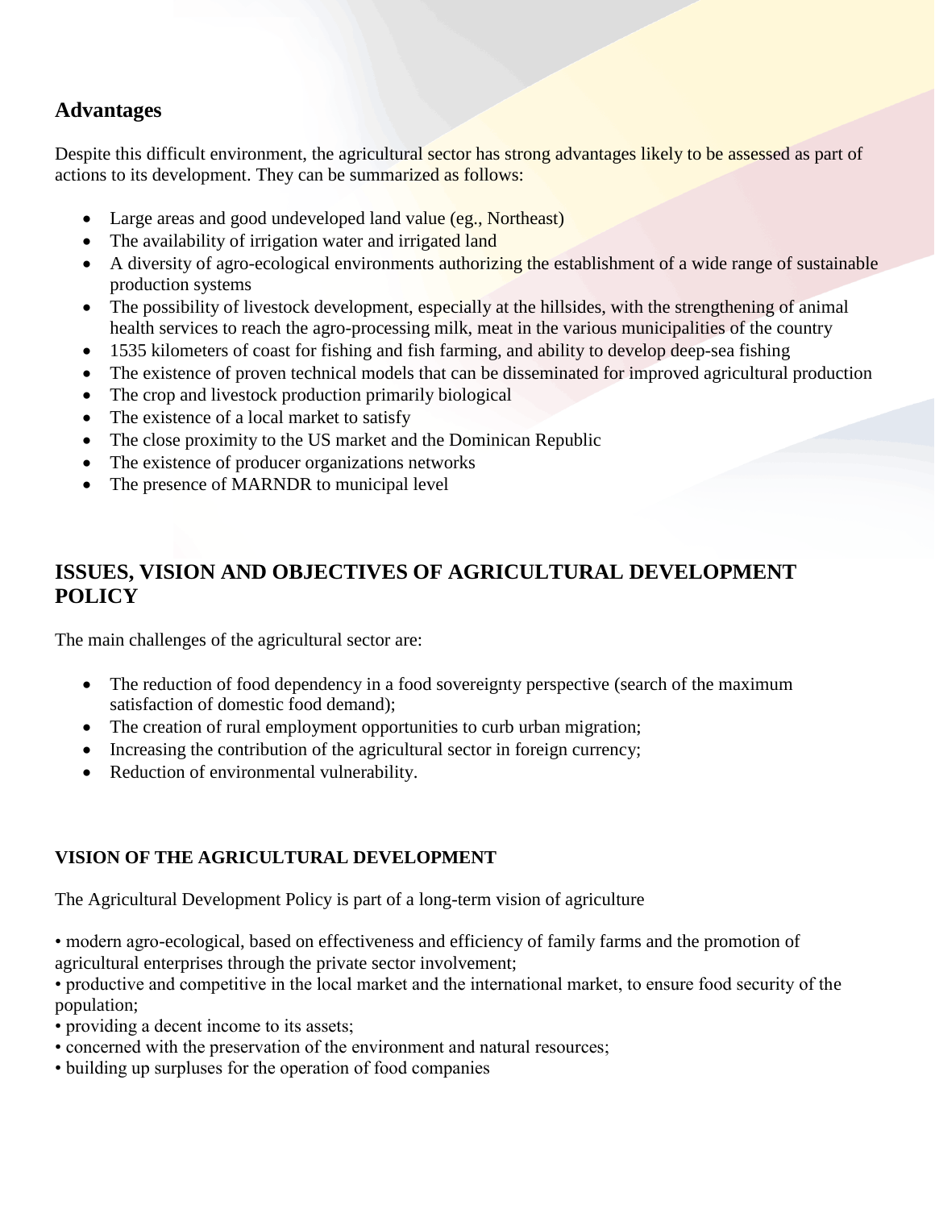## Advantages

Despite this difficult environment, the agricultural sector has strong advantages likely to be assessed as part of actions to its development. They can be summarized as follows:

- Large areas and good undeveloped land value (eg., Northeast)
- The availability of irrigation water and irrigated land
- A diversity of agro-ecological environments authorizing the establishment of a wide range of sustainable production systems
- The possibility of livestock development, especially at the hillsides, with the strengthening of animal health services to reach the agro-processing milk, meat in the various municipalities of the country
- 1535 kilometers of coast for fishing and fish farming, and ability to develop deep-sea fishing
- The existence of proven technical models that can be disseminated for improved agricultural production
- The crop and livestock production primarily biological
- The existence of a local market to satisfy
- The close proximity to the US market and the Dominican Republic
- The existence of producer organizations networks
- The presence of MARNDR to municipal level

## ISSUES, VISION AND OBJECTIVES OF AGRICULTURAL DEVELOPMENT POLICY

The main challenges of the agricultural sector are:

- The reduction of food dependency in a food sovereignty perspective (search of the maximum satisfaction of domestic food demand);
- The creation of rural employment opportunities to curb urban migration;
- Increasing the contribution of the agricultural sector in foreign currency;
- Reduction of environmental vulnerability.

### VISION OF THE AGRICULTURAL DEVELOPMENT

The Agricultural Development Policy is part of a long-term vision of agriculture

• modern agro-ecological, based on effectiveness and efficiency of family farms and the promotion of agricultural enterprises through the private sector involvement;
• productive and competitive in the local market and the international market, to ensure food security of the population;
• providing a decent income to its assets;
• concerned with the preservation of the environment and natural resources;
• building up surpluses for the operation of food companies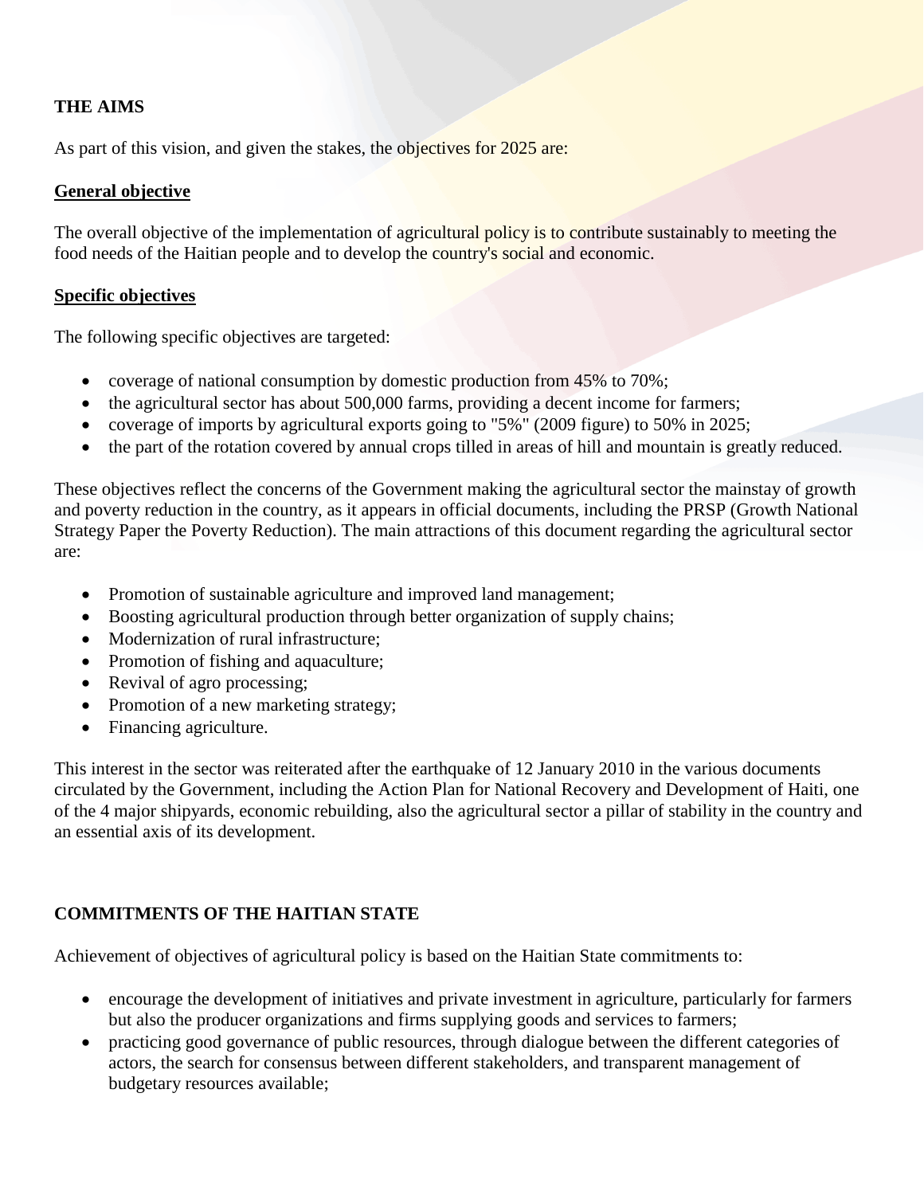## THE AIMS

As part of this vision, and given the stakes, the objectives for 2025 are:

**General objective**

The overall objective of the implementation of agricultural policy is to contribute sustainably to meeting the food needs of the Haitian people and to develop the country's social and economic.

**Specific objectives**

The following specific objectives are targeted:

- coverage of national consumption by domestic production from 45% to 70%;
- the agricultural sector has about 500,000 farms, providing a decent income for farmers;
- coverage of imports by agricultural exports going to "5%" (2009 figure) to 50% in 2025;
- the part of the rotation covered by annual crops tilled in areas of hill and mountain is greatly reduced.

These objectives reflect the concerns of the Government making the agricultural sector the mainstay of growth and poverty reduction in the country, as it appears in official documents, including the PRSP (Growth National Strategy Paper the Poverty Reduction). The main attractions of this document regarding the agricultural sector are:

- Promotion of sustainable agriculture and improved land management;
- Boosting agricultural production through better organization of supply chains;
- Modernization of rural infrastructure;
- Promotion of fishing and aquaculture;
- Revival of agro processing;
- Promotion of a new marketing strategy;
- Financing agriculture.

This interest in the sector was reiterated after the earthquake of 12 January 2010 in the various documents circulated by the Government, including the Action Plan for National Recovery and Development of Haiti, one of the 4 major shipyards, economic rebuilding, also the agricultural sector a pillar of stability in the country and an essential axis of its development.

## COMMITMENTS OF THE HAITIAN STATE

Achievement of objectives of agricultural policy is based on the Haitian State commitments to:

- encourage the development of initiatives and private investment in agriculture, particularly for farmers but also the producer organizations and firms supplying goods and services to farmers;
- practicing good governance of public resources, through dialogue between the different categories of actors, the search for consensus between different stakeholders, and transparent management of budgetary resources available;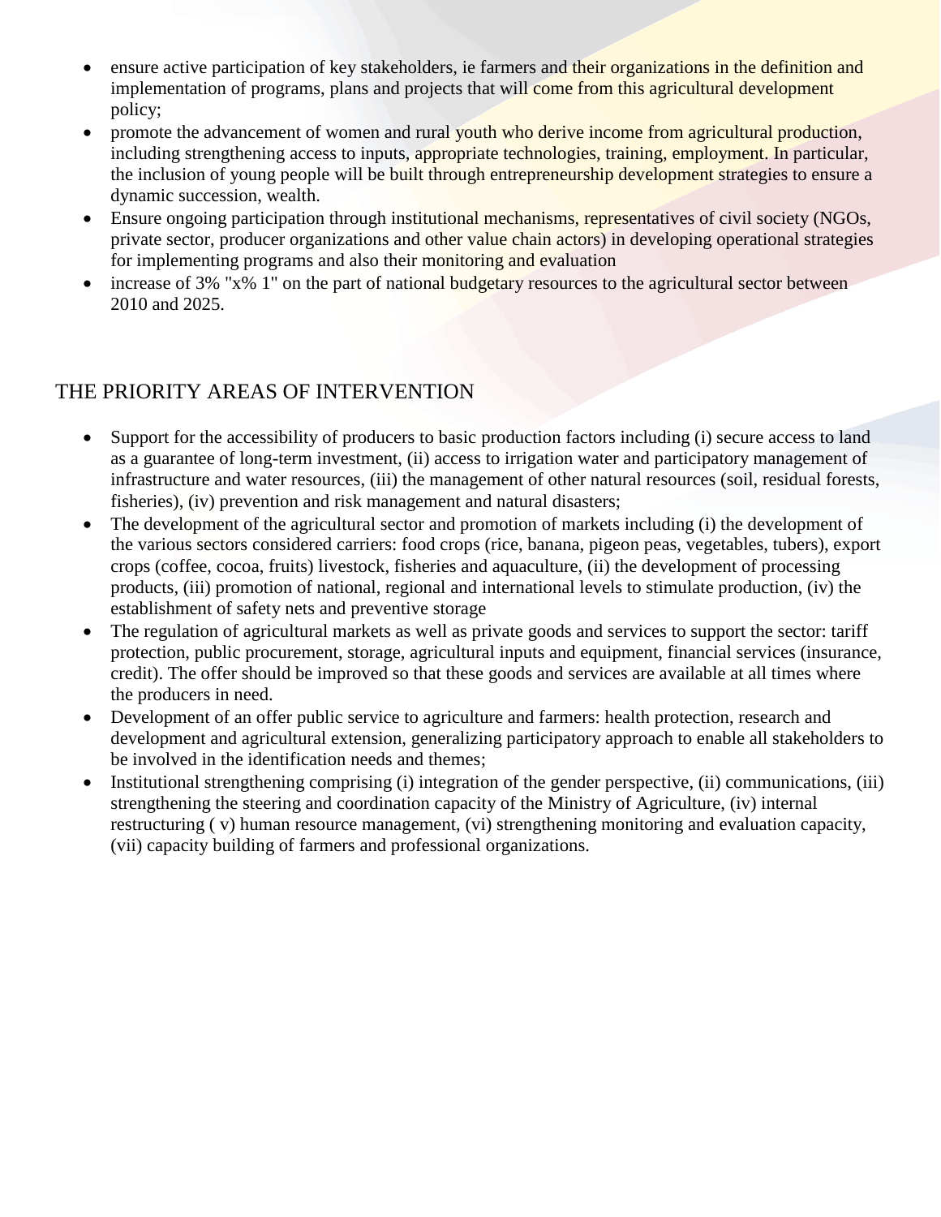- ensure active participation of key stakeholders, ie farmers and their organizations in the definition and implementation of programs, plans and projects that will come from this agricultural development policy;
- promote the advancement of women and rural youth who derive income from agricultural production, including strengthening access to inputs, appropriate technologies, training, employment. In particular, the inclusion of young people will be built through entrepreneurship development strategies to ensure a dynamic succession, wealth.
- Ensure ongoing participation through institutional mechanisms, representatives of civil society (NGOs, private sector, producer organizations and other value chain actors) in developing operational strategies for implementing programs and also their monitoring and evaluation
- increase of 3% "x% 1" on the part of national budgetary resources to the agricultural sector between 2010 and 2025.

## THE PRIORITY AREAS OF INTERVENTION

- Support for the accessibility of producers to basic production factors including (i) secure access to land as a guarantee of long-term investment, (ii) access to irrigation water and participatory management of infrastructure and water resources, (iii) the management of other natural resources (soil, residual forests, fisheries), (iv) prevention and risk management and natural disasters;
- The development of the agricultural sector and promotion of markets including (i) the development of the various sectors considered carriers: food crops (rice, banana, pigeon peas, vegetables, tubers), export crops (coffee, cocoa, fruits) livestock, fisheries and aquaculture, (ii) the development of processing products, (iii) promotion of national, regional and international levels to stimulate production, (iv) the establishment of safety nets and preventive storage
- The regulation of agricultural markets as well as private goods and services to support the sector: tariff protection, public procurement, storage, agricultural inputs and equipment, financial services (insurance, credit). The offer should be improved so that these goods and services are available at all times where the producers in need.
- Development of an offer public service to agriculture and farmers: health protection, research and development and agricultural extension, generalizing participatory approach to enable all stakeholders to be involved in the identification needs and themes;
- Institutional strengthening comprising (i) integration of the gender perspective, (ii) communications, (iii) strengthening the steering and coordination capacity of the Ministry of Agriculture, (iv) internal restructuring ( v) human resource management, (vi) strengthening monitoring and evaluation capacity, (vii) capacity building of farmers and professional organizations.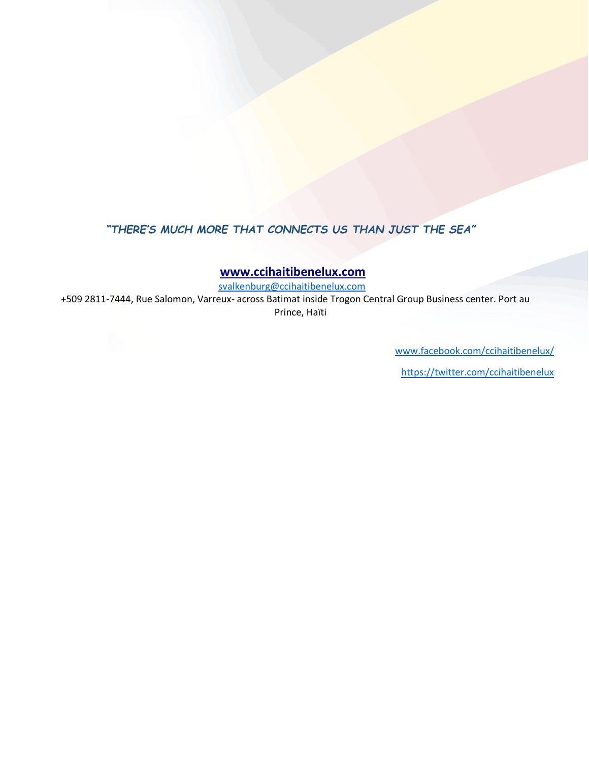***"THERE'S MUCH MORE THAT CONNECTS US THAN JUST THE SEA"***

**www.ccihaitibenelux.com**

svalkenburg@ccihaitibenelux.com

+509 2811-7444, Rue Salomon, Varreux- across Batimat inside Trogon Central Group Business center. Port au Prince, Haïti

www.facebook.com/ccihaitibenelux/

https://twitter.com/ccihaitibenelux